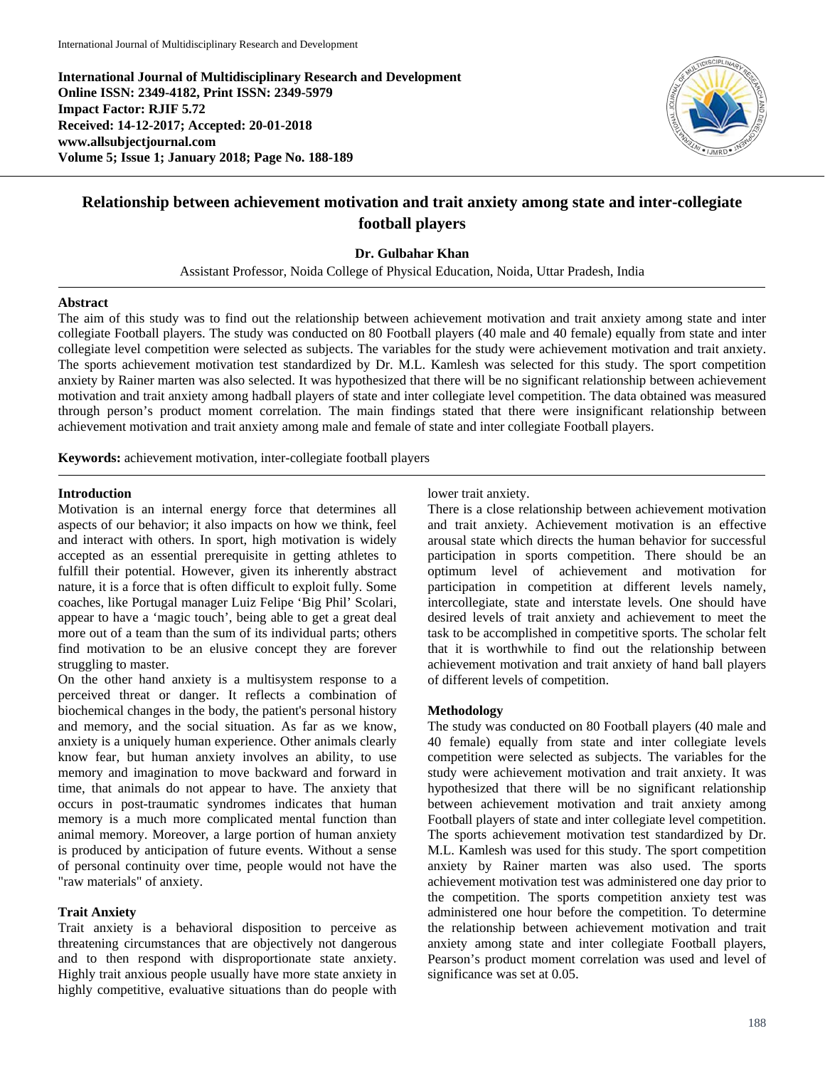**International Journal of Multidisciplinary Research and Development**
**Online ISSN: 2349-4182, Print ISSN: 2349-5979**
**Impact Factor: RJIF 5.72**
**Received: 14-12-2017; Accepted: 20-01-2018**
**www.allsubjectjournal.com**
**Volume 5; Issue 1; January 2018; Page No. 188-189**

# Relationship between achievement motivation and trait anxiety among state and inter-collegiate football players

**Dr. Gulbahar Khan**

Assistant Professor, Noida College of Physical Education, Noida, Uttar Pradesh, India

## Abstract

The aim of this study was to find out the relationship between achievement motivation and trait anxiety among state and inter collegiate Football players. The study was conducted on 80 Football players (40 male and 40 female) equally from state and inter collegiate level competition were selected as subjects. The variables for the study were achievement motivation and trait anxiety. The sports achievement motivation test standardized by Dr. M.L. Kamlesh was selected for this study. The sport competition anxiety by Rainer marten was also selected. It was hypothesized that there will be no significant relationship between achievement motivation and trait anxiety among hadball players of state and inter collegiate level competition. The data obtained was measured through person's product moment correlation. The main findings stated that there were insignificant relationship between achievement motivation and trait anxiety among male and female of state and inter collegiate Football players.

**Keywords:** achievement motivation, inter-collegiate football players

## Introduction

Motivation is an internal energy force that determines all aspects of our behavior; it also impacts on how we think, feel and interact with others. In sport, high motivation is widely accepted as an essential prerequisite in getting athletes to fulfill their potential. However, given its inherently abstract nature, it is a force that is often difficult to exploit fully. Some coaches, like Portugal manager Luiz Felipe 'Big Phil' Scolari, appear to have a 'magic touch', being able to get a great deal more out of a team than the sum of its individual parts; others find motivation to be an elusive concept they are forever struggling to master.

On the other hand anxiety is a multisystem response to a perceived threat or danger. It reflects a combination of biochemical changes in the body, the patient's personal history and memory, and the social situation. As far as we know, anxiety is a uniquely human experience. Other animals clearly know fear, but human anxiety involves an ability, to use memory and imagination to move backward and forward in time, that animals do not appear to have. The anxiety that occurs in post-traumatic syndromes indicates that human memory is a much more complicated mental function than animal memory. Moreover, a large portion of human anxiety is produced by anticipation of future events. Without a sense of personal continuity over time, people would not have the "raw materials" of anxiety.

### Trait Anxiety

Trait anxiety is a behavioral disposition to perceive as threatening circumstances that are objectively not dangerous and to then respond with disproportionate state anxiety. Highly trait anxious people usually have more state anxiety in highly competitive, evaluative situations than do people with lower trait anxiety.

There is a close relationship between achievement motivation and trait anxiety. Achievement motivation is an effective arousal state which directs the human behavior for successful participation in sports competition. There should be an optimum level of achievement and motivation for participation in competition at different levels namely, intercollegiate, state and interstate levels. One should have desired levels of trait anxiety and achievement to meet the task to be accomplished in competitive sports. The scholar felt that it is worthwhile to find out the relationship between achievement motivation and trait anxiety of hand ball players of different levels of competition.

## Methodology

The study was conducted on 80 Football players (40 male and 40 female) equally from state and inter collegiate levels competition were selected as subjects. The variables for the study were achievement motivation and trait anxiety. It was hypothesized that there will be no significant relationship between achievement motivation and trait anxiety among Football players of state and inter collegiate level competition. The sports achievement motivation test standardized by Dr. M.L. Kamlesh was used for this study. The sport competition anxiety by Rainer marten was also used. The sports achievement motivation test was administered one day prior to the competition. The sports competition anxiety test was administered one hour before the competition. To determine the relationship between achievement motivation and trait anxiety among state and inter collegiate Football players, Pearson's product moment correlation was used and level of significance was set at 0.05.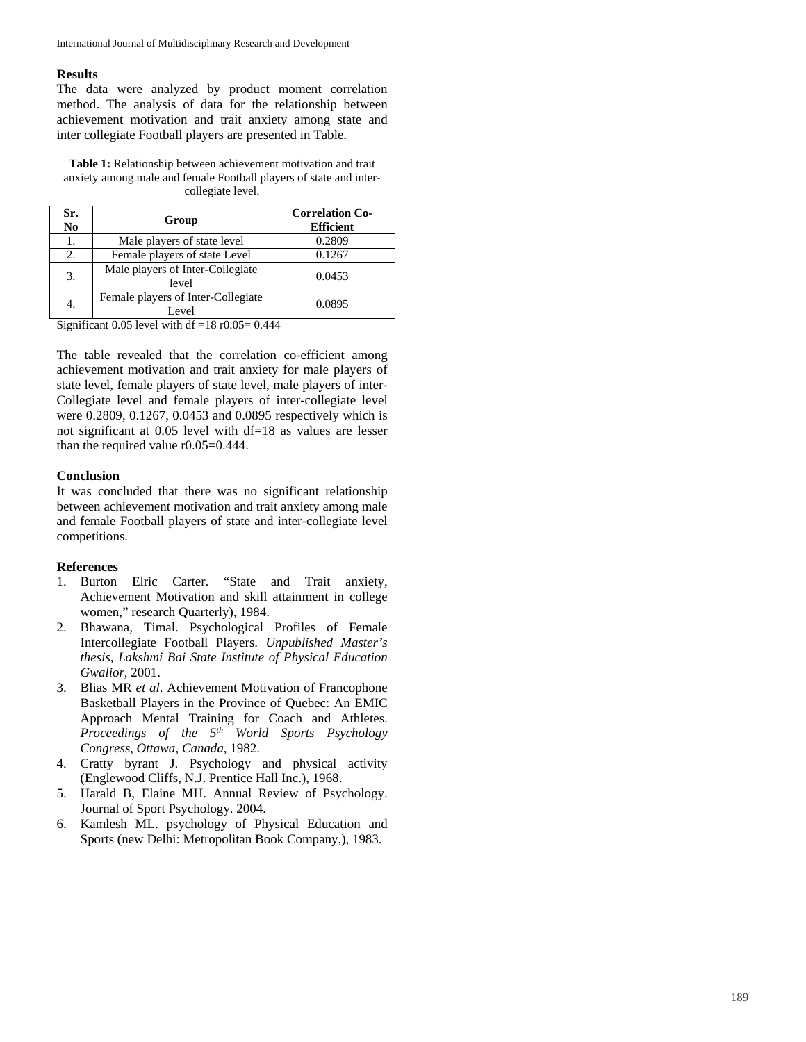## Results

The data were analyzed by product moment correlation method. The analysis of data for the relationship between achievement motivation and trait anxiety among state and inter collegiate Football players are presented in Table.

**Table 1:** Relationship between achievement motivation and trait anxiety among male and female Football players of state and inter-collegiate level.

| Sr. No | Group | Correlation Co-Efficient |
|---|---|---|
| 1. | Male players of state level | 0.2809 |
| 2. | Female players of state Level | 0.1267 |
| 3. | Male players of Inter-Collegiate level | 0.0453 |
| 4. | Female players of Inter-Collegiate Level | 0.0895 |

Significant 0.05 level with df =18 r0.05= 0.444

The table revealed that the correlation co-efficient among achievement motivation and trait anxiety for male players of state level, female players of state level, male players of inter-Collegiate level and female players of inter-collegiate level were 0.2809, 0.1267, 0.0453 and 0.0895 respectively which is not significant at 0.05 level with df=18 as values are lesser than the required value r0.05=0.444.

## Conclusion

It was concluded that there was no significant relationship between achievement motivation and trait anxiety among male and female Football players of state and inter-collegiate level competitions.

## References

1. Burton Elric Carter. "State and Trait anxiety, Achievement Motivation and skill attainment in college women," research Quarterly), 1984.
2. Bhawana, Timal. Psychological Profiles of Female Intercollegiate Football Players. *Unpublished Master's thesis, Lakshmi Bai State Institute of Physical Education Gwalior,* 2001.
3. Blias MR *et al*. Achievement Motivation of Francophone Basketball Players in the Province of Quebec: An EMIC Approach Mental Training for Coach and Athletes. *Proceedings of the 5th World Sports Psychology Congress, Ottawa, Canada,* 1982.
4. Cratty byrant J. Psychology and physical activity (Englewood Cliffs, N.J. Prentice Hall Inc.), 1968.
5. Harald B, Elaine MH. Annual Review of Psychology. Journal of Sport Psychology. 2004.
6. Kamlesh ML. psychology of Physical Education and Sports (new Delhi: Metropolitan Book Company,), 1983.